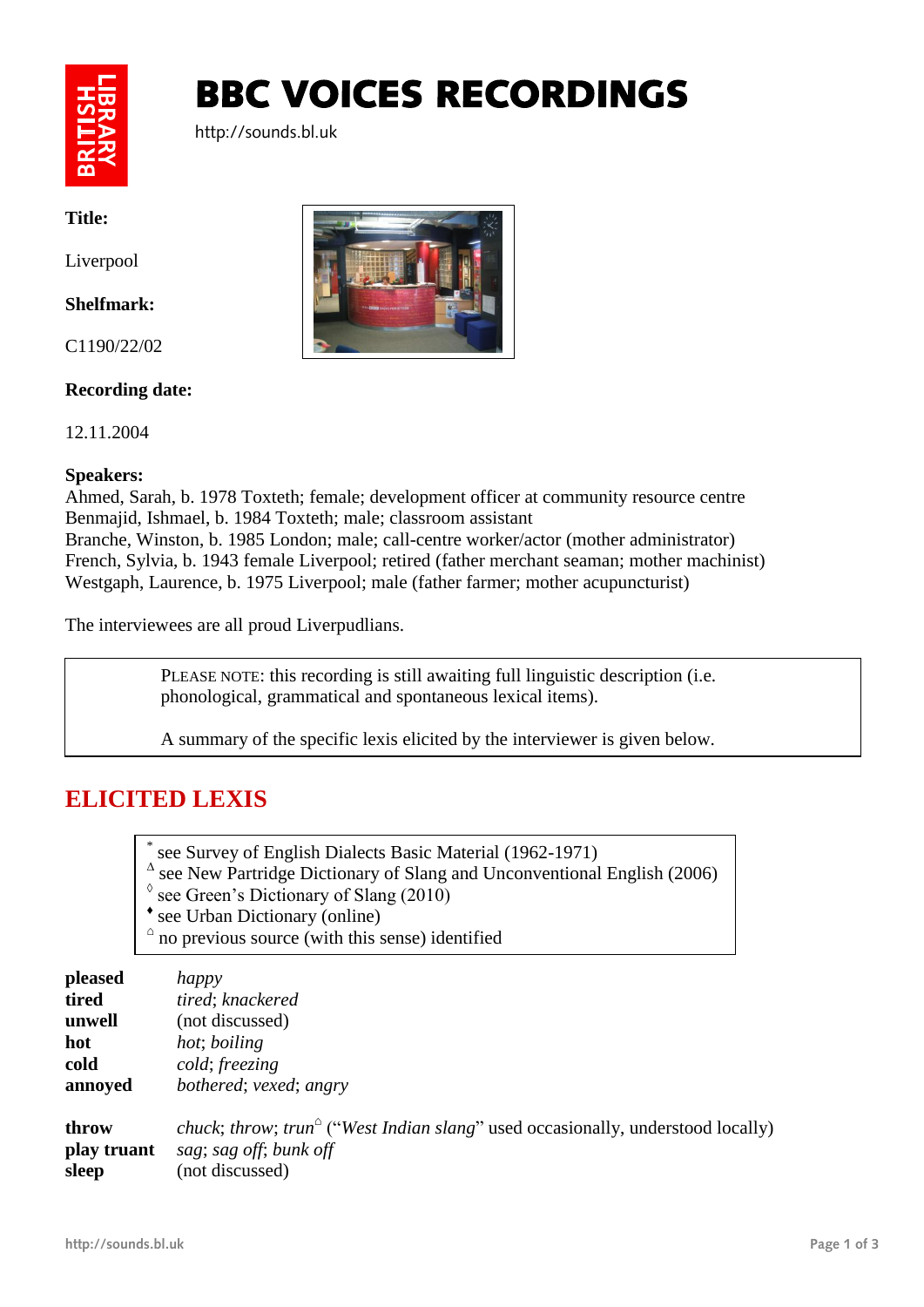# BBC VOICES RECORDINGS

http://sounds.bl.uk

**Title:**

Liverpool

**Shelfmark:**

C1190/22/02

**Recording date:**

12.11.2004

**Speakers:**
Ahmed, Sarah, b. 1978 Toxteth; female; development officer at community resource centre
Benmajid, Ishmael, b. 1984 Toxteth; male; classroom assistant
Branche, Winston, b. 1985 London; male; call-centre worker/actor (mother administrator)
French, Sylvia, b. 1943 female Liverpool; retired (father merchant seaman; mother machinist)
Westgaph, Laurence, b. 1975 Liverpool; male (father farmer; mother acupuncturist)

The interviewees are all proud Liverpudlians.

> PLEASE NOTE: this recording is still awaiting full linguistic description (i.e. phonological, grammatical and spontaneous lexical items).
>
> A summary of the specific lexis elicited by the interviewer is given below.

## ELICITED LEXIS

> * see Survey of English Dialects Basic Material (1962-1971)
> Δ see New Partridge Dictionary of Slang and Unconventional English (2006)
> ◊ see Green's Dictionary of Slang (2010)
> ♦ see Urban Dictionary (online)
> ⌂ no previous source (with this sense) identified

| | |
|---|---|
| **pleased** | *happy* |
| **tired** | *tired*; *knackered* |
| **unwell** | (not discussed) |
| **hot** | *hot*; *boiling* |
| **cold** | *cold*; *freezing* |
| **annoyed** | *bothered*; *vexed*; *angry* |
| **throw** | *chuck*; *throw*; *trun*⌂ ("*West Indian slang*" used occasionally, understood locally) |
| **play truant** | *sag*; *sag off*; *bunk off* |
| **sleep** | (not discussed) |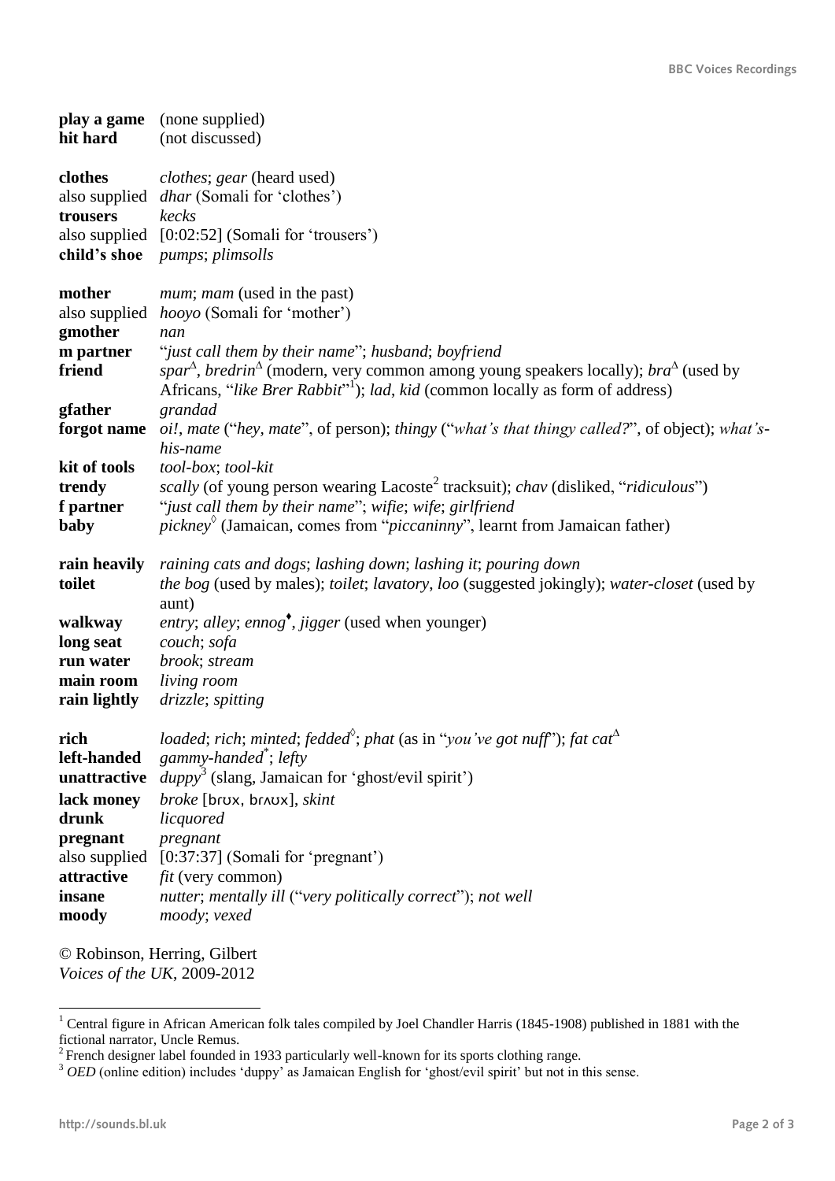**play a game** (none supplied)
**hit hard** (not discussed)

**clothes** *clothes*; *gear* (heard used)
also supplied *dhar* (Somali for 'clothes')
**trousers** *kecks*
also supplied [0:02:52] (Somali for 'trousers')
**child's shoe** *pumps*; *plimsolls*

**mother** *mum*; *mam* (used in the past)
also supplied *hooyo* (Somali for 'mother')
**gmother** *nan*
**m partner** "*just call them by their name*"; *husband*; *boyfriend*
**friend** *spar*[Δ], *bredrin*[Δ] (modern, very common among young speakers locally); *bra*[Δ] (used by Africans, "*like Brer Rabbit*"[1]); *lad*, *kid* (common locally as form of address)
**gfather** *grandad*
**forgot name** *oi!*, *mate* ("*hey, mate*", of person); *thingy* ("*what's that thingy called?*", of object); *what's-his-name*
**kit of tools** *tool-box*; *tool-kit*
**trendy** *scally* (of young person wearing Lacoste[2] tracksuit); *chav* (disliked, "*ridiculous*")
**f partner** "*just call them by their name*"; *wifie*; *wife*; *girlfriend*
**baby** *pickney*[◊] (Jamaican, comes from "*piccaninny*", learnt from Jamaican father)

**rain heavily** *raining cats and dogs*; *lashing down*; *lashing it*; *pouring down*
**toilet** *the bog* (used by males); *toilet*; *lavatory*, *loo* (suggested jokingly); *water-closet* (used by aunt)
**walkway** *entry*; *alley*; *ennog*[♦], *jigger* (used when younger)
**long seat** *couch*; *sofa*
**run water** *brook*; *stream*
**main room** *living room*
**rain lightly** *drizzle*; *spitting*

**rich** *loaded*; *rich*; *minted*; *fedded*[◊]; *phat* (as in "*you've got nuff*"); *fat cat*[Δ]
**left-handed** *gammy-handed*[*]; *lefty*
**unattractive** *duppy*[3] (slang, Jamaican for 'ghost/evil spirit')
**lack money** *broke* [brʊx, brʌʊx], *skint*
**drunk** *licquored*
**pregnant** *pregnant*
also supplied [0:37:37] (Somali for 'pregnant')
**attractive** *fit* (very common)
**insane** *nutter*; *mentally ill* ("*very politically correct*"); *not well*
**moody** *moody*; *vexed*

© Robinson, Herring, Gilbert
*Voices of the UK*, 2009-2012

---

[1] Central figure in African American folk tales compiled by Joel Chandler Harris (1845-1908) published in 1881 with the fictional narrator, Uncle Remus.
[2] French designer label founded in 1933 particularly well-known for its sports clothing range.
[3] *OED* (online edition) includes 'duppy' as Jamaican English for 'ghost/evil spirit' but not in this sense.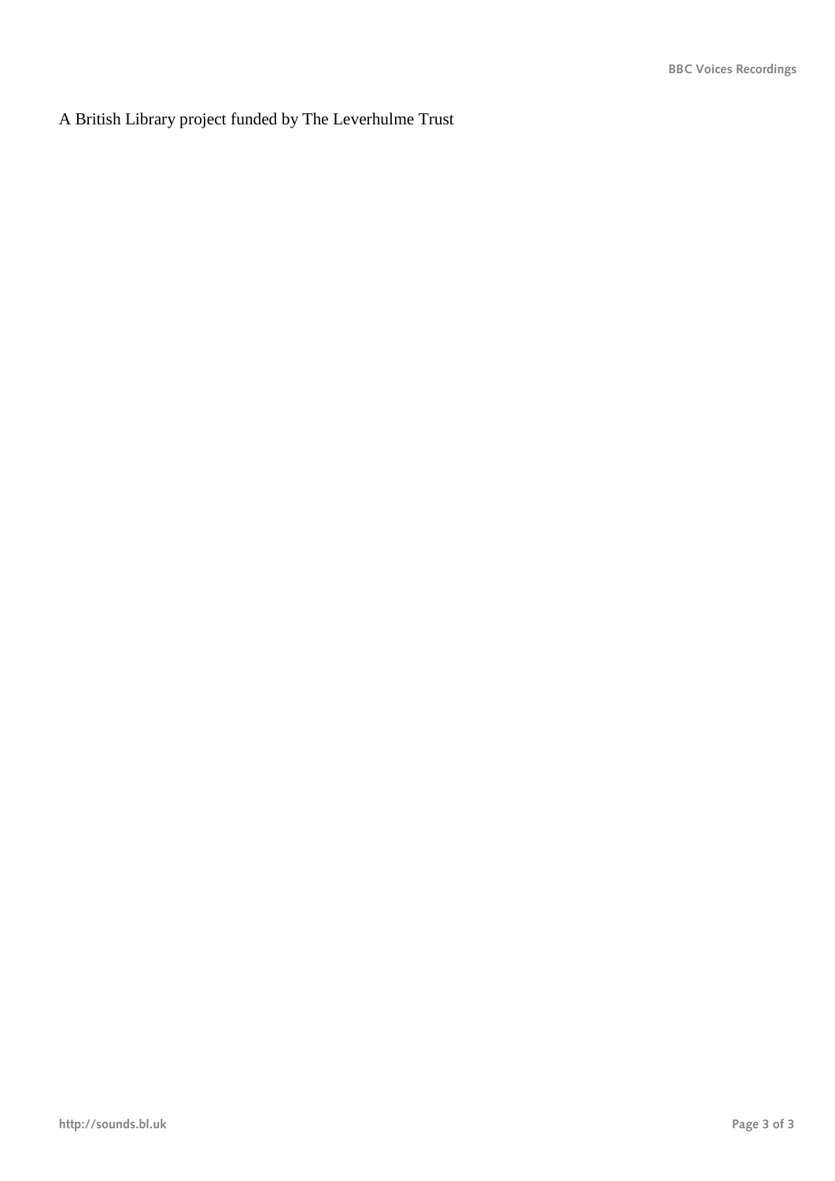A British Library project funded by The Leverhulme Trust